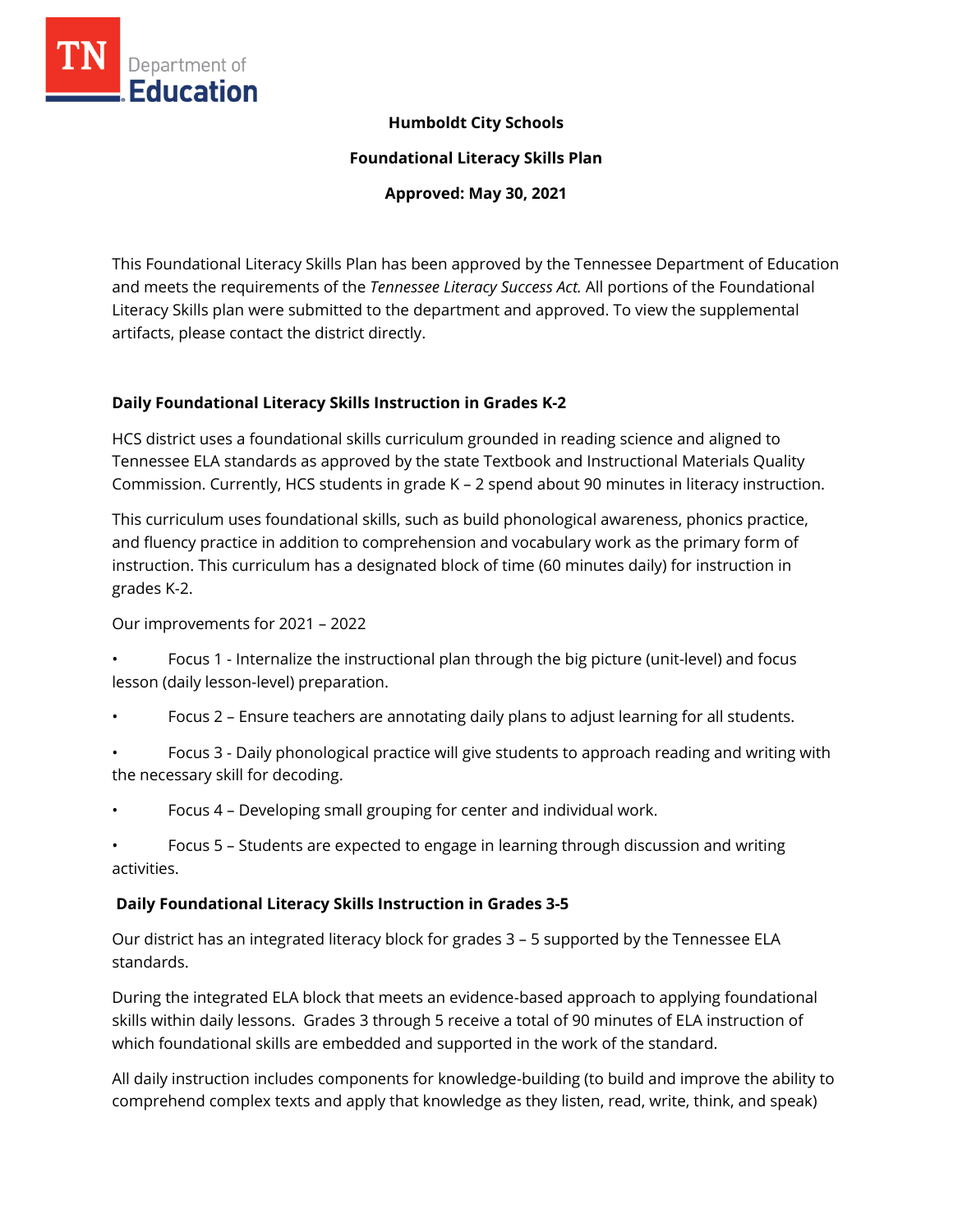**Humboldt City Schools**

**Foundational Literacy Skills Plan**

**Approved: May 30, 2021**

This Foundational Literacy Skills Plan has been approved by the Tennessee Department of Education and meets the requirements of the *Tennessee Literacy Success Act.* All portions of the Foundational Literacy Skills plan were submitted to the department and approved. To view the supplemental artifacts, please contact the district directly.

## Daily Foundational Literacy Skills Instruction in Grades K-2

HCS district uses a foundational skills curriculum grounded in reading science and aligned to Tennessee ELA standards as approved by the state Textbook and Instructional Materials Quality Commission. Currently, HCS students in grade K – 2 spend about 90 minutes in literacy instruction.

This curriculum uses foundational skills, such as build phonological awareness, phonics practice, and fluency practice in addition to comprehension and vocabulary work as the primary form of instruction. This curriculum has a designated block of time (60 minutes daily) for instruction in grades K-2.

Our improvements for 2021 – 2022

- Focus 1 - Internalize the instructional plan through the big picture (unit-level) and focus lesson (daily lesson-level) preparation.
- Focus 2 – Ensure teachers are annotating daily plans to adjust learning for all students.
- Focus 3 - Daily phonological practice will give students to approach reading and writing with the necessary skill for decoding.
- Focus 4 – Developing small grouping for center and individual work.
- Focus 5 – Students are expected to engage in learning through discussion and writing activities.

## Daily Foundational Literacy Skills Instruction in Grades 3-5

Our district has an integrated literacy block for grades 3 – 5 supported by the Tennessee ELA standards.

During the integrated ELA block that meets an evidence-based approach to applying foundational skills within daily lessons. Grades 3 through 5 receive a total of 90 minutes of ELA instruction of which foundational skills are embedded and supported in the work of the standard.

All daily instruction includes components for knowledge-building (to build and improve the ability to comprehend complex texts and apply that knowledge as they listen, read, write, think, and speak)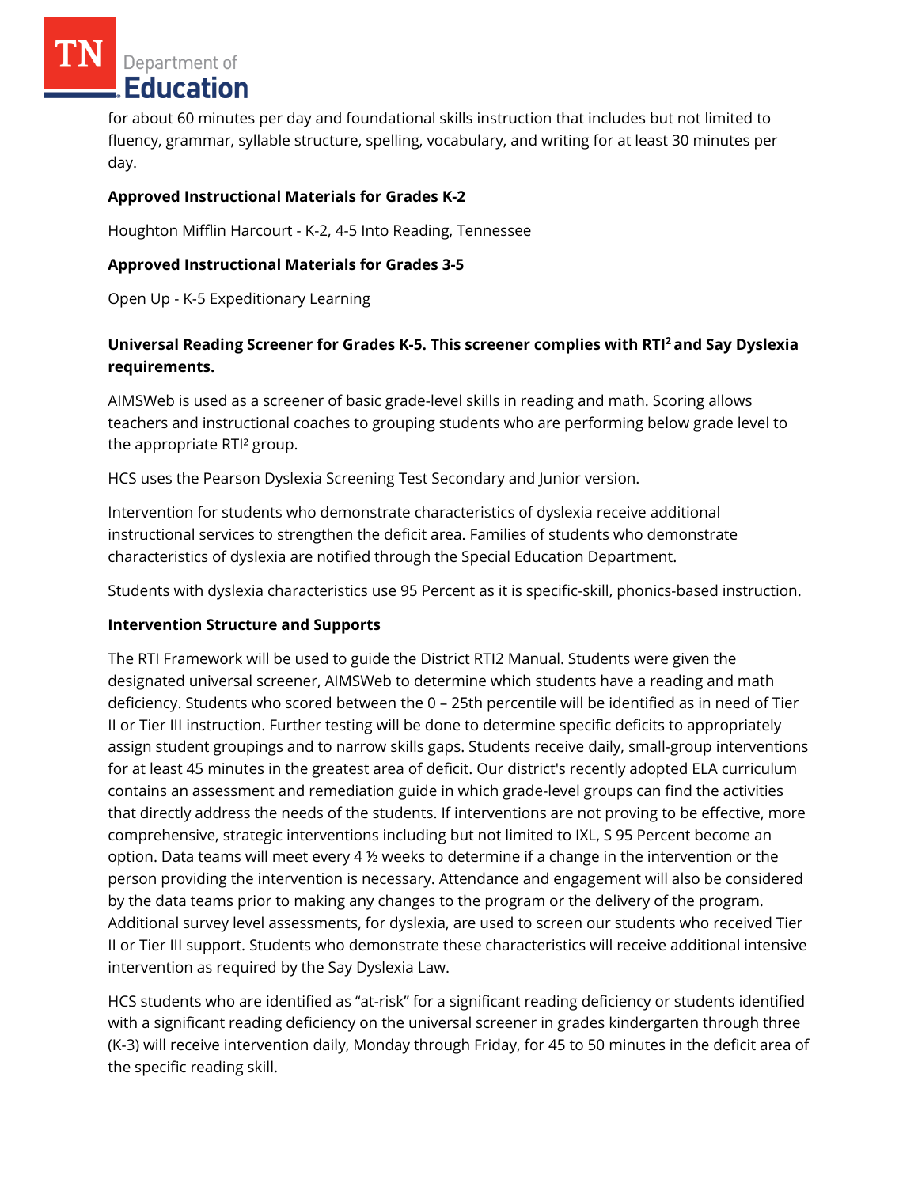for about 60 minutes per day and foundational skills instruction that includes but not limited to fluency, grammar, syllable structure, spelling, vocabulary, and writing for at least 30 minutes per day.

**Approved Instructional Materials for Grades K-2**

Houghton Mifflin Harcourt - K-2, 4-5 Into Reading, Tennessee

**Approved Instructional Materials for Grades 3-5**

Open Up - K-5 Expeditionary Learning

**Universal Reading Screener for Grades K-5. This screener complies with RTI² and Say Dyslexia requirements.**

AIMSWeb is used as a screener of basic grade-level skills in reading and math. Scoring allows teachers and instructional coaches to grouping students who are performing below grade level to the appropriate RTI² group.

HCS uses the Pearson Dyslexia Screening Test Secondary and Junior version.

Intervention for students who demonstrate characteristics of dyslexia receive additional instructional services to strengthen the deficit area. Families of students who demonstrate characteristics of dyslexia are notified through the Special Education Department.

Students with dyslexia characteristics use 95 Percent as it is specific-skill, phonics-based instruction.

**Intervention Structure and Supports**

The RTI Framework will be used to guide the District RTI2 Manual. Students were given the designated universal screener, AIMSWeb to determine which students have a reading and math deficiency. Students who scored between the 0 – 25th percentile will be identified as in need of Tier II or Tier III instruction. Further testing will be done to determine specific deficits to appropriately assign student groupings and to narrow skills gaps. Students receive daily, small-group interventions for at least 45 minutes in the greatest area of deficit. Our district's recently adopted ELA curriculum contains an assessment and remediation guide in which grade-level groups can find the activities that directly address the needs of the students. If interventions are not proving to be effective, more comprehensive, strategic interventions including but not limited to IXL, S 95 Percent become an option. Data teams will meet every 4 ½ weeks to determine if a change in the intervention or the person providing the intervention is necessary. Attendance and engagement will also be considered by the data teams prior to making any changes to the program or the delivery of the program. Additional survey level assessments, for dyslexia, are used to screen our students who received Tier II or Tier III support. Students who demonstrate these characteristics will receive additional intensive intervention as required by the Say Dyslexia Law.

HCS students who are identified as "at-risk" for a significant reading deficiency or students identified with a significant reading deficiency on the universal screener in grades kindergarten through three (K-3) will receive intervention daily, Monday through Friday, for 45 to 50 minutes in the deficit area of the specific reading skill.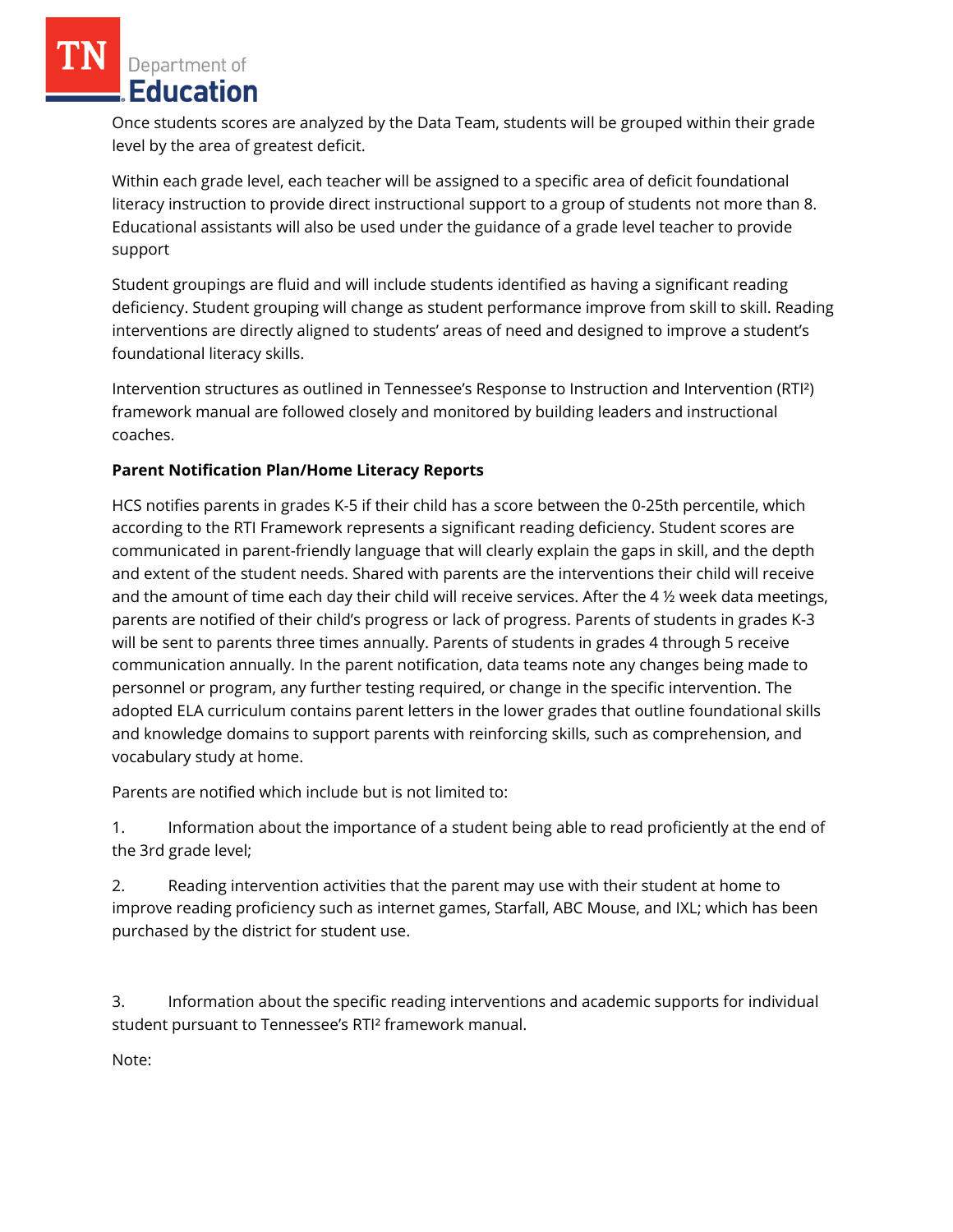Once students scores are analyzed by the Data Team, students will be grouped within their grade level by the area of greatest deficit.

Within each grade level, each teacher will be assigned to a specific area of deficit foundational literacy instruction to provide direct instructional support to a group of students not more than 8. Educational assistants will also be used under the guidance of a grade level teacher to provide support

Student groupings are fluid and will include students identified as having a significant reading deficiency. Student grouping will change as student performance improve from skill to skill. Reading interventions are directly aligned to students' areas of need and designed to improve a student's foundational literacy skills.

Intervention structures as outlined in Tennessee's Response to Instruction and Intervention (RTI²) framework manual are followed closely and monitored by building leaders and instructional coaches.

**Parent Notification Plan/Home Literacy Reports**

HCS notifies parents in grades K-5 if their child has a score between the 0-25th percentile, which according to the RTI Framework represents a significant reading deficiency. Student scores are communicated in parent-friendly language that will clearly explain the gaps in skill, and the depth and extent of the student needs. Shared with parents are the interventions their child will receive and the amount of time each day their child will receive services. After the 4 ½ week data meetings, parents are notified of their child's progress or lack of progress. Parents of students in grades K-3 will be sent to parents three times annually. Parents of students in grades 4 through 5 receive communication annually. In the parent notification, data teams note any changes being made to personnel or program, any further testing required, or change in the specific intervention. The adopted ELA curriculum contains parent letters in the lower grades that outline foundational skills and knowledge domains to support parents with reinforcing skills, such as comprehension, and vocabulary study at home.

Parents are notified which include but is not limited to:

1. Information about the importance of a student being able to read proficiently at the end of the 3rd grade level;

2. Reading intervention activities that the parent may use with their student at home to improve reading proficiency such as internet games, Starfall, ABC Mouse, and IXL; which has been purchased by the district for student use.

3. Information about the specific reading interventions and academic supports for individual student pursuant to Tennessee's RTI² framework manual.

Note: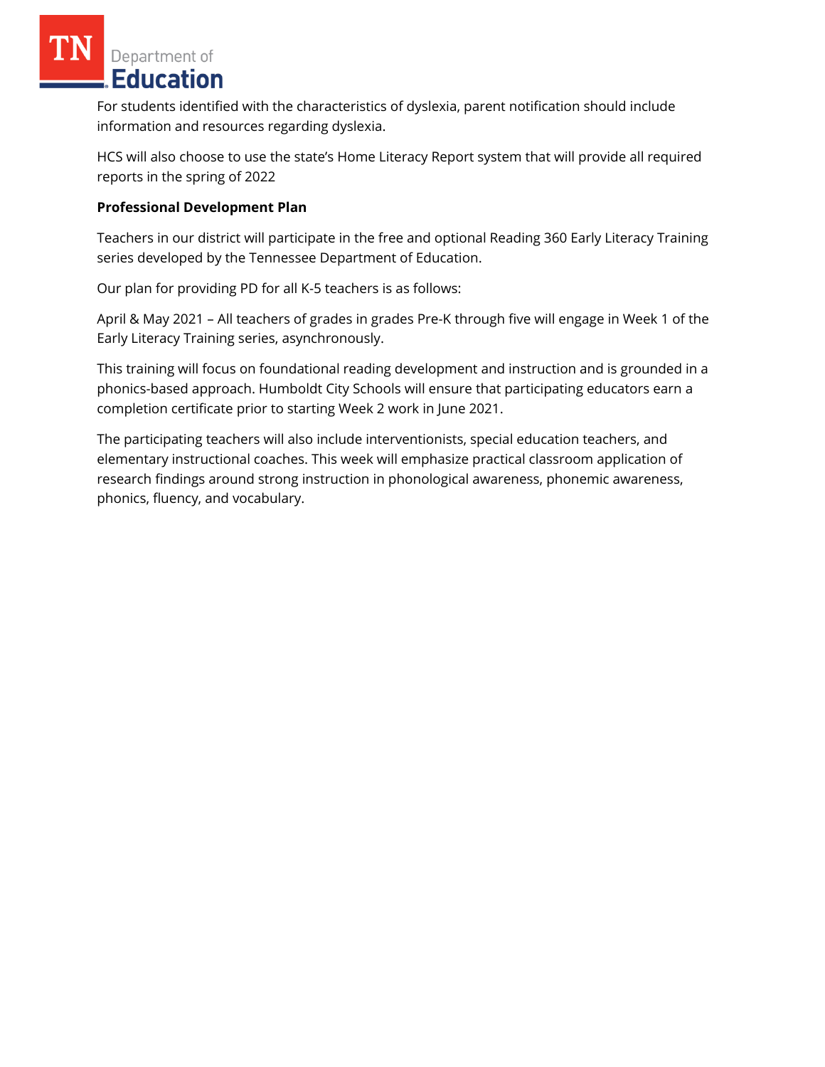For students identified with the characteristics of dyslexia, parent notification should include information and resources regarding dyslexia.

HCS will also choose to use the state's Home Literacy Report system that will provide all required reports in the spring of 2022

**Professional Development Plan**

Teachers in our district will participate in the free and optional Reading 360 Early Literacy Training series developed by the Tennessee Department of Education.

Our plan for providing PD for all K-5 teachers is as follows:

April & May 2021 – All teachers of grades in grades Pre-K through five will engage in Week 1 of the Early Literacy Training series, asynchronously.

This training will focus on foundational reading development and instruction and is grounded in a phonics-based approach. Humboldt City Schools will ensure that participating educators earn a completion certificate prior to starting Week 2 work in June 2021.

The participating teachers will also include interventionists, special education teachers, and elementary instructional coaches. This week will emphasize practical classroom application of research findings around strong instruction in phonological awareness, phonemic awareness, phonics, fluency, and vocabulary.